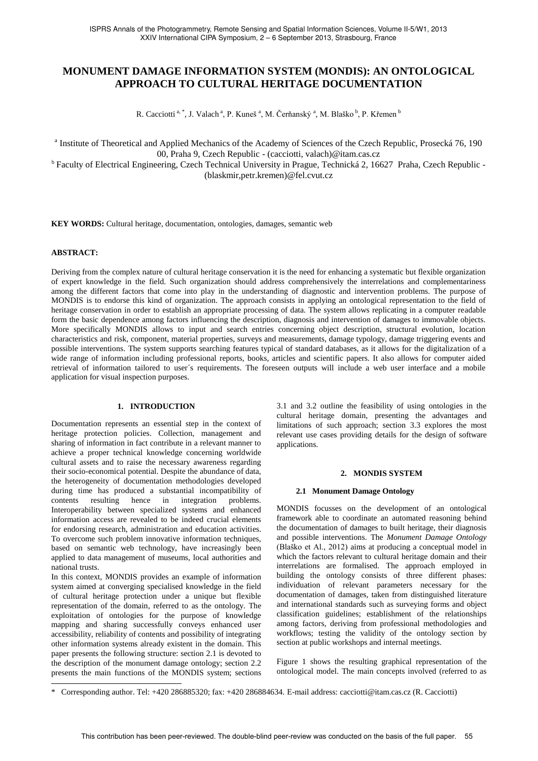# MONUMENT DAMAGE INFORMATION SYSTEM (MONDIS): AN ONTOLOGICAL APPROACH TO CULTURAL HERITAGE DOCUMENTATION

R. Cacciotti [a, *], J. Valach [a], P. Kuneš [a], M. Čerňanský [a], M. Blaško [b], P. Křemen [b]

[a] Institute of Theoretical and Applied Mechanics of the Academy of Sciences of the Czech Republic, Prosecká 76, 190 00, Praha 9, Czech Republic - (cacciotti, valach)@itam.cas.cz

[b] Faculty of Electrical Engineering, Czech Technical University in Prague, Technická 2, 16627 Praha, Czech Republic - (blaskmir,petr.kremen)@fel.cvut.cz

**KEY WORDS:** Cultural heritage, documentation, ontologies, damages, semantic web

**ABSTRACT:**

Deriving from the complex nature of cultural heritage conservation it is the need for enhancing a systematic but flexible organization of expert knowledge in the field. Such organization should address comprehensively the interrelations and complementariness among the different factors that come into play in the understanding of diagnostic and intervention problems. The purpose of MONDIS is to endorse this kind of organization. The approach consists in applying an ontological representation to the field of heritage conservation in order to establish an appropriate processing of data. The system allows replicating in a computer readable form the basic dependence among factors influencing the description, diagnosis and intervention of damages to immovable objects. More specifically MONDIS allows to input and search entries concerning object description, structural evolution, location characteristics and risk, component, material properties, surveys and measurements, damage typology, damage triggering events and possible interventions. The system supports searching features typical of standard databases, as it allows for the digitalization of a wide range of information including professional reports, books, articles and scientific papers. It also allows for computer aided retrieval of information tailored to user´s requirements. The foreseen outputs will include a web user interface and a mobile application for visual inspection purposes.

## 1. INTRODUCTION

Documentation represents an essential step in the context of heritage protection policies. Collection, management and sharing of information in fact contribute in a relevant manner to achieve a proper technical knowledge concerning worldwide cultural assets and to raise the necessary awareness regarding their socio-economical potential. Despite the abundance of data, the heterogeneity of documentation methodologies developed during time has produced a substantial incompatibility of contents resulting hence in integration problems. Interoperability between specialized systems and enhanced information access are revealed to be indeed crucial elements for endorsing research, administration and education activities. To overcome such problem innovative information techniques, based on semantic web technology, have increasingly been applied to data management of museums, local authorities and national trusts.

In this context, MONDIS provides an example of information system aimed at converging specialised knowledge in the field of cultural heritage protection under a unique but flexible representation of the domain, referred to as the ontology. The exploitation of ontologies for the purpose of knowledge mapping and sharing successfully conveys enhanced user accessibility, reliability of contents and possibility of integrating other information systems already existent in the domain. This paper presents the following structure: section 2.1 is devoted to the description of the monument damage ontology; section 2.2 presents the main functions of the MONDIS system; sections 3.1 and 3.2 outline the feasibility of using ontologies in the cultural heritage domain, presenting the advantages and limitations of such approach; section 3.3 explores the most relevant use cases providing details for the design of software applications.

## 2. MONDIS SYSTEM

### 2.1 Monument Damage Ontology

MONDIS focusses on the development of an ontological framework able to coordinate an automated reasoning behind the documentation of damages to built heritage, their diagnosis and possible interventions. The *Monument Damage Ontology* (Blaško et Al., 2012) aims at producing a conceptual model in which the factors relevant to cultural heritage domain and their interrelations are formalised. The approach employed in building the ontology consists of three different phases: individuation of relevant parameters necessary for the documentation of damages, taken from distinguished literature and international standards such as surveying forms and object classification guidelines; establishment of the relationships among factors, deriving from professional methodologies and workflows; testing the validity of the ontology section by section at public workshops and internal meetings.

Figure 1 shows the resulting graphical representation of the ontological model. The main concepts involved (referred to as

\* Corresponding author. Tel: +420 286885320; fax: +420 286884634. E-mail address: cacciotti@itam.cas.cz (R. Cacciotti)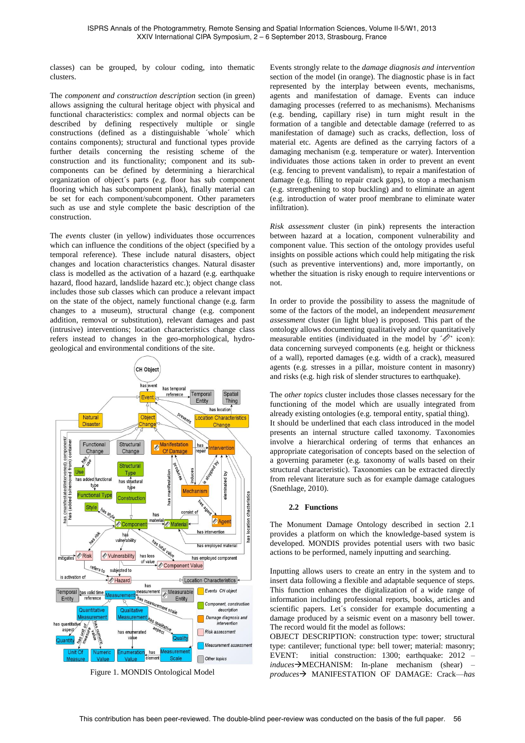classes) can be grouped, by colour coding, into thematic clusters.

The *component and construction description* section (in green) allows assigning the cultural heritage object with physical and functional characteristics: complex and normal objects can be described by defining respectively multiple or single constructions (defined as a distinguishable ´whole´ which contains components); structural and functional types provide further details concerning the resisting scheme of the construction and its functionality; component and its sub-components can be defined by determining a hierarchical organization of object´s parts (e.g. floor has sub component flooring which has subcomponent plank), finally material can be set for each component/subcomponent. Other parameters such as use and style complete the basic description of the construction.

The *events* cluster (in yellow) individuates those occurrences which can influence the conditions of the object (specified by a temporal reference). These include natural disasters, object changes and location characteristics changes. Natural disaster class is modelled as the activation of a hazard (e.g. earthquake hazard, flood hazard, landslide hazard etc.); object change class includes those sub classes which can produce a relevant impact on the state of the object, namely functional change (e.g. farm changes to a museum), structural change (e.g. component addition, removal or substitution), relevant damages and past (intrusive) interventions; location characteristics change class refers instead to changes in the geo-morphological, hydro-geological and environmental conditions of the site.

CH Object
has event
Event
has temporal reference
Temporal Entity
Spatial Thing
has location
Natural Disaster
Object Change
prevents
Location Characteristics Change
Functional Change
Structural Change
Manifestation Of Damage
has repair
Intervention
has use
Use
has added functional type
Functional Type
Structural Type
has structural type
Construction
produces
has manifestation
induces
is stopped by
eliminated by
Mechanism
has agent
Agent
Style
has style
Component
has material
Material
consist of
has intervention
has (manifested/intervened) component/ has (added to/removed from) container
has location chacteristics
has risk
has vulnerability
has total value
has employed material
mitigates
Risk
Vulnerability
has loss of value
Component Value
has employed component
refers to
subjected to
is activation of
Hazard
Location Characteristics
Temporal Entity
has valid time reference
Measurement
has measurement
Measurable Entity
has measurement scale
Quantitative Measurement
Qualitative Measurement
has qualitative aspect
has quantitative aspect
has unit of measure
has numeric value
has enumerated value
Quantity
Quality
Unit Of Measure
Numeric Value
Enumeration Value
has element
Measurement Scale
Events CH object
Component, construction description
Damage diagnosis and intervention
Risk assessment
Measurement assessment
Other topics

Figure 1. MONDIS Ontological Model

Events strongly relate to the *damage diagnosis and intervention* section of the model (in orange). The diagnostic phase is in fact represented by the interplay between events, mechanisms, agents and manifestation of damage. Events can induce damaging processes (referred to as mechanisms). Mechanisms (e.g. bending, capillary rise) in turn might result in the formation of a tangible and detectable damage (referred to as manifestation of damage) such as cracks, deflection, loss of material etc. Agents are defined as the carrying factors of a damaging mechanism (e.g. temperature or water). Intervention individuates those actions taken in order to prevent an event (e.g. fencing to prevent vandalism), to repair a manifestation of damage (e.g. filling to repair crack gaps), to stop a mechanism (e.g. strengthening to stop buckling) and to eliminate an agent (e.g. introduction of water proof membrane to eliminate water infiltration).

*Risk assessment* cluster (in pink) represents the interaction between hazard at a location, component vulnerability and component value. This section of the ontology provides useful insights on possible actions which could help mitigating the risk (such as preventive interventions) and, more importantly, on whether the situation is risky enough to require interventions or not.

In order to provide the possibility to assess the magnitude of some of the factors of the model, an independent *measurement assessment* cluster (in light blue) is proposed. This part of the ontology allows documenting qualitatively and/or quantitatively measurable entities (individuated in the model by ´ ´ icon): data concerning surveyed components (e.g. height or thickness of a wall), reported damages (e.g. width of a crack), measured agents (e.g. stresses in a pillar, moisture content in masonry) and risks (e.g. high risk of slender structures to earthquake).

The *other topics* cluster includes those classes necessary for the functioning of the model which are usually integrated from already existing ontologies (e.g. temporal entity, spatial thing). It should be underlined that each class introduced in the model presents an internal structure called taxonomy. Taxonomies involve a hierarchical ordering of terms that enhances an appropriate categorisation of concepts based on the selection of a governing parameter (e.g. taxonomy of walls based on their structural characteristic). Taxonomies can be extracted directly from relevant literature such as for example damage catalogues (Snethlage, 2010).

### 2.2 Functions

The Monument Damage Ontology described in section 2.1 provides a platform on which the knowledge-based system is developed. MONDIS provides potential users with two basic actions to be performed, namely inputting and searching.

Inputting allows users to create an entry in the system and to insert data following a flexible and adaptable sequence of steps. This function enhances the digitalization of a wide range of information including professional reports, books, articles and scientific papers. Let´s consider for example documenting a damage produced by a seismic event on a masonry bell tower. The record would fit the model as follows:

OBJECT DESCRIPTION: construction type: tower; structural type: cantilever; functional type: bell tower; material: masonry; EVENT: initial construction: 1300; earthquake: 2012 – *induces*→MECHANISM: In-plane mechanism (shear) – *produces*→ MANIFESTATION OF DAMAGE: Crack—*has*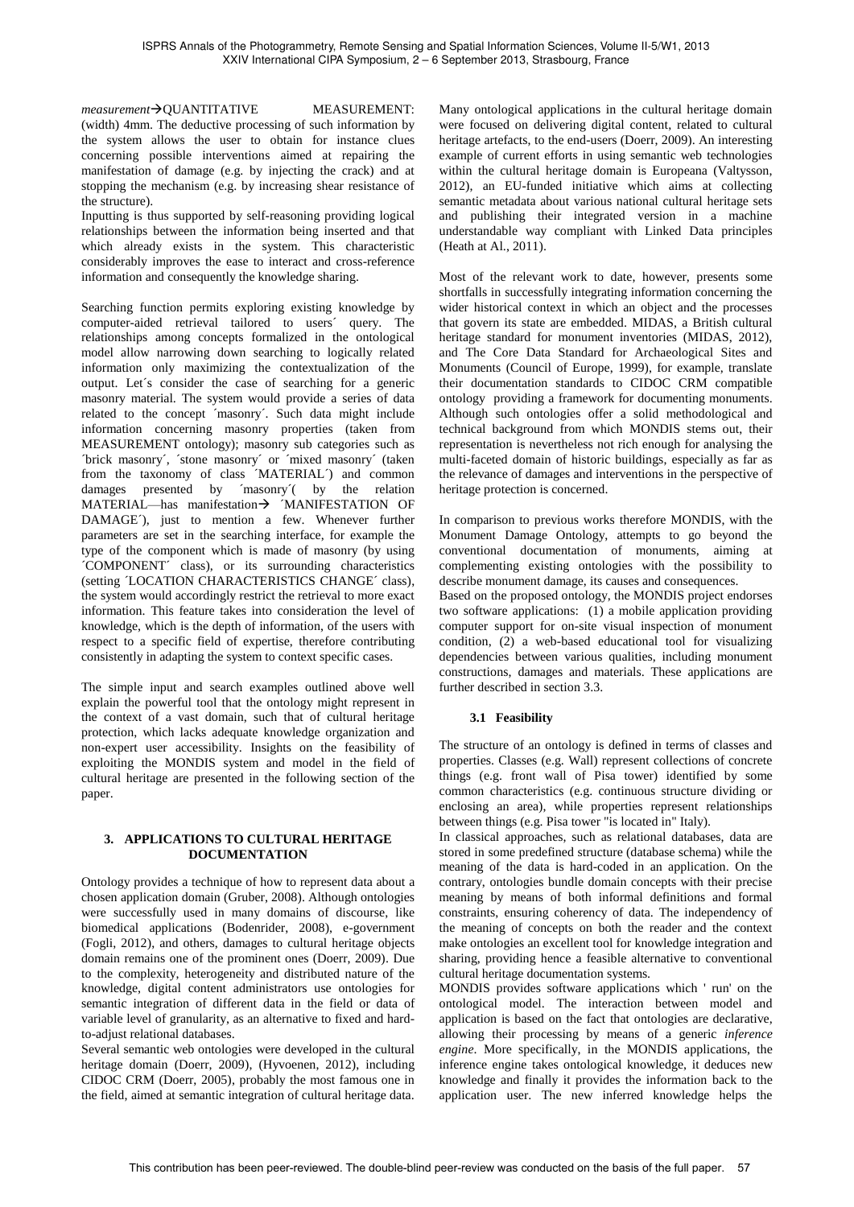*measurement*→QUANTITATIVE MEASUREMENT: (width) 4mm. The deductive processing of such information by the system allows the user to obtain for instance clues concerning possible interventions aimed at repairing the manifestation of damage (e.g. by injecting the crack) and at stopping the mechanism (e.g. by increasing shear resistance of the structure).

Inputting is thus supported by self-reasoning providing logical relationships between the information being inserted and that which already exists in the system. This characteristic considerably improves the ease to interact and cross-reference information and consequently the knowledge sharing.

Searching function permits exploring existing knowledge by computer-aided retrieval tailored to users´ query. The relationships among concepts formalized in the ontological model allow narrowing down searching to logically related information only maximizing the contextualization of the output. Let´s consider the case of searching for a generic masonry material. The system would provide a series of data related to the concept ´masonry´. Such data might include information concerning masonry properties (taken from MEASUREMENT ontology); masonry sub categories such as ´brick masonry´, ´stone masonry´ or ´mixed masonry´ (taken from the taxonomy of class ´MATERIAL´) and common damages presented by ´masonry´( by the relation MATERIAL—has manifestation→ ´MANIFESTATION OF DAMAGE´), just to mention a few. Whenever further parameters are set in the searching interface, for example the type of the component which is made of masonry (by using ´COMPONENT´ class), or its surrounding characteristics (setting ´LOCATION CHARACTERISTICS CHANGE´ class), the system would accordingly restrict the retrieval to more exact information. This feature takes into consideration the level of knowledge, which is the depth of information, of the users with respect to a specific field of expertise, therefore contributing consistently in adapting the system to context specific cases.

The simple input and search examples outlined above well explain the powerful tool that the ontology might represent in the context of a vast domain, such that of cultural heritage protection, which lacks adequate knowledge organization and non-expert user accessibility. Insights on the feasibility of exploiting the MONDIS system and model in the field of cultural heritage are presented in the following section of the paper.

## 3. APPLICATIONS TO CULTURAL HERITAGE DOCUMENTATION

Ontology provides a technique of how to represent data about a chosen application domain (Gruber, 2008). Although ontologies were successfully used in many domains of discourse, like biomedical applications (Bodenrider, 2008), e-government (Fogli, 2012), and others, damages to cultural heritage objects domain remains one of the prominent ones (Doerr, 2009). Due to the complexity, heterogeneity and distributed nature of the knowledge, digital content administrators use ontologies for semantic integration of different data in the field or data of variable level of granularity, as an alternative to fixed and hard-to-adjust relational databases.

Several semantic web ontologies were developed in the cultural heritage domain (Doerr, 2009), (Hyvoenen, 2012), including CIDOC CRM (Doerr, 2005), probably the most famous one in the field, aimed at semantic integration of cultural heritage data. Many ontological applications in the cultural heritage domain were focused on delivering digital content, related to cultural heritage artefacts, to the end-users (Doerr, 2009). An interesting example of current efforts in using semantic web technologies within the cultural heritage domain is Europeana (Valtysson, 2012), an EU-funded initiative which aims at collecting semantic metadata about various national cultural heritage sets and publishing their integrated version in a machine understandable way compliant with Linked Data principles (Heath at Al., 2011).

Most of the relevant work to date, however, presents some shortfalls in successfully integrating information concerning the wider historical context in which an object and the processes that govern its state are embedded. MIDAS, a British cultural heritage standard for monument inventories (MIDAS, 2012), and The Core Data Standard for Archaeological Sites and Monuments (Council of Europe, 1999), for example, translate their documentation standards to CIDOC CRM compatible ontology providing a framework for documenting monuments. Although such ontologies offer a solid methodological and technical background from which MONDIS stems out, their representation is nevertheless not rich enough for analysing the multi-faceted domain of historic buildings, especially as far as the relevance of damages and interventions in the perspective of heritage protection is concerned.

In comparison to previous works therefore MONDIS, with the Monument Damage Ontology, attempts to go beyond the conventional documentation of monuments, aiming at complementing existing ontologies with the possibility to describe monument damage, its causes and consequences.

Based on the proposed ontology, the MONDIS project endorses two software applications: (1) a mobile application providing computer support for on-site visual inspection of monument condition, (2) a web-based educational tool for visualizing dependencies between various qualities, including monument constructions, damages and materials. These applications are further described in section 3.3.

### 3.1 Feasibility

The structure of an ontology is defined in terms of classes and properties. Classes (e.g. Wall) represent collections of concrete things (e.g. front wall of Pisa tower) identified by some common characteristics (e.g. continuous structure dividing or enclosing an area), while properties represent relationships between things (e.g. Pisa tower "is located in" Italy).

In classical approaches, such as relational databases, data are stored in some predefined structure (database schema) while the meaning of the data is hard-coded in an application. On the contrary, ontologies bundle domain concepts with their precise meaning by means of both informal definitions and formal constraints, ensuring coherency of data. The independency of the meaning of concepts on both the reader and the context make ontologies an excellent tool for knowledge integration and sharing, providing hence a feasible alternative to conventional cultural heritage documentation systems.

MONDIS provides software applications which ' run' on the ontological model. The interaction between model and application is based on the fact that ontologies are declarative, allowing their processing by means of a generic *inference engine*. More specifically, in the MONDIS applications, the inference engine takes ontological knowledge, it deduces new knowledge and finally it provides the information back to the application user. The new inferred knowledge helps the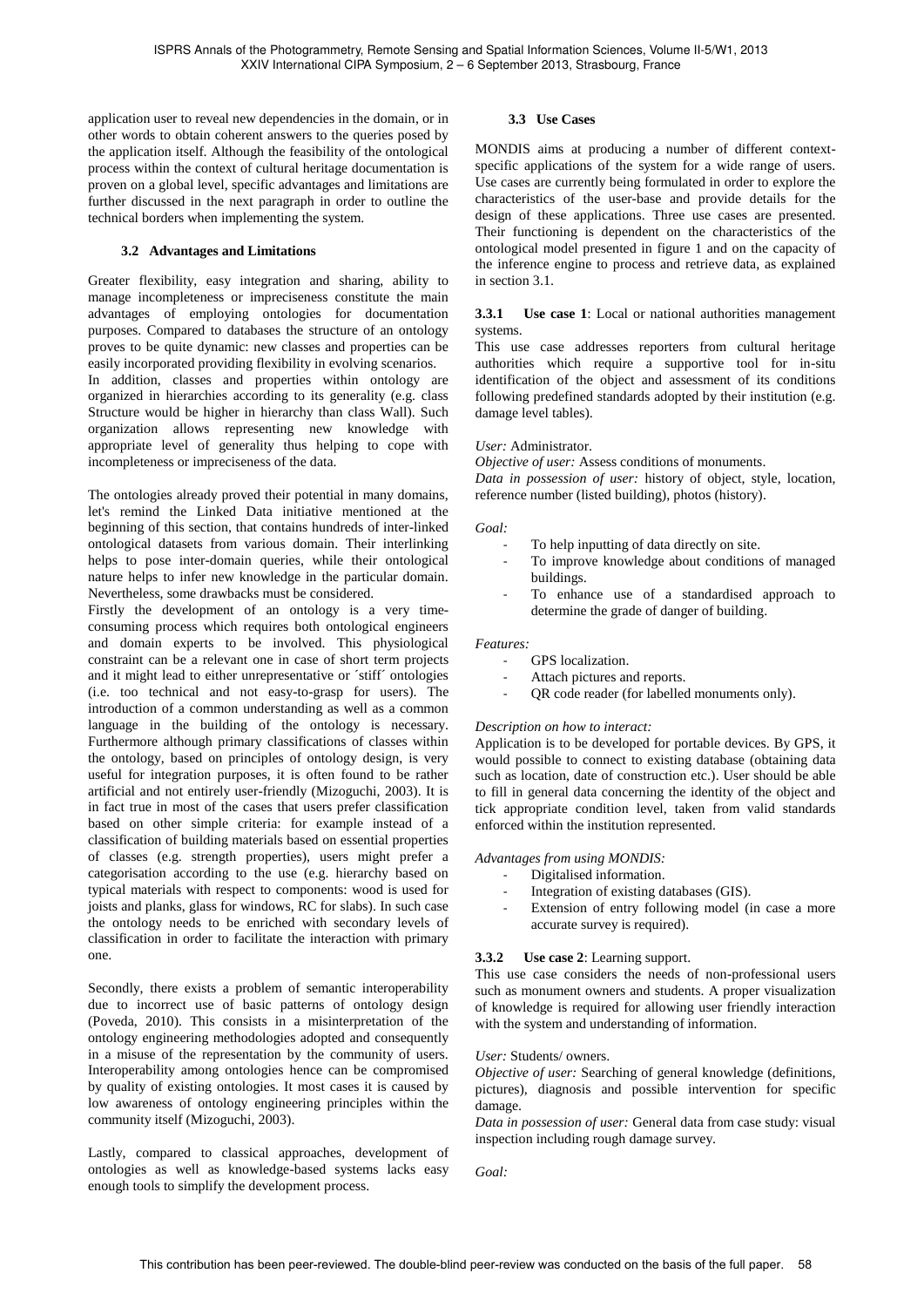application user to reveal new dependencies in the domain, or in other words to obtain coherent answers to the queries posed by the application itself. Although the feasibility of the ontological process within the context of cultural heritage documentation is proven on a global level, specific advantages and limitations are further discussed in the next paragraph in order to outline the technical borders when implementing the system.

### 3.2 Advantages and Limitations

Greater flexibility, easy integration and sharing, ability to manage incompleteness or impreciseness constitute the main advantages of employing ontologies for documentation purposes. Compared to databases the structure of an ontology proves to be quite dynamic: new classes and properties can be easily incorporated providing flexibility in evolving scenarios.
In addition, classes and properties within ontology are organized in hierarchies according to its generality (e.g. class Structure would be higher in hierarchy than class Wall). Such organization allows representing new knowledge with appropriate level of generality thus helping to cope with incompleteness or impreciseness of the data.

The ontologies already proved their potential in many domains, let's remind the Linked Data initiative mentioned at the beginning of this section, that contains hundreds of inter-linked ontological datasets from various domain. Their interlinking helps to pose inter-domain queries, while their ontological nature helps to infer new knowledge in the particular domain. Nevertheless, some drawbacks must be considered.
Firstly the development of an ontology is a very time-consuming process which requires both ontological engineers and domain experts to be involved. This physiological constraint can be a relevant one in case of short term projects and it might lead to either unrepresentative or ´stiff´ ontologies (i.e. too technical and not easy-to-grasp for users). The introduction of a common understanding as well as a common language in the building of the ontology is necessary. Furthermore although primary classifications of classes within the ontology, based on principles of ontology design, is very useful for integration purposes, it is often found to be rather artificial and not entirely user-friendly (Mizoguchi, 2003). It is in fact true in most of the cases that users prefer classification based on other simple criteria: for example instead of a classification of building materials based on essential properties of classes (e.g. strength properties), users might prefer a categorisation according to the use (e.g. hierarchy based on typical materials with respect to components: wood is used for joists and planks, glass for windows, RC for slabs). In such case the ontology needs to be enriched with secondary levels of classification in order to facilitate the interaction with primary one.

Secondly, there exists a problem of semantic interoperability due to incorrect use of basic patterns of ontology design (Poveda, 2010). This consists in a misinterpretation of the ontology engineering methodologies adopted and consequently in a misuse of the representation by the community of users. Interoperability among ontologies hence can be compromised by quality of existing ontologies. It most cases it is caused by low awareness of ontology engineering principles within the community itself (Mizoguchi, 2003).

Lastly, compared to classical approaches, development of ontologies as well as knowledge-based systems lacks easy enough tools to simplify the development process.

### 3.3 Use Cases

MONDIS aims at producing a number of different context-specific applications of the system for a wide range of users. Use cases are currently being formulated in order to explore the characteristics of the user-base and provide details for the design of these applications. Three use cases are presented. Their functioning is dependent on the characteristics of the ontological model presented in figure 1 and on the capacity of the inference engine to process and retrieve data, as explained in section 3.1.

**3.3.1 Use case 1**: Local or national authorities management systems.
This use case addresses reporters from cultural heritage authorities which require a supportive tool for in-situ identification of the object and assessment of its conditions following predefined standards adopted by their institution (e.g. damage level tables).

*User:* Administrator.
*Objective of user:* Assess conditions of monuments.
*Data in possession of user:* history of object, style, location, reference number (listed building), photos (history).

*Goal:*

- To help inputting of data directly on site.
- To improve knowledge about conditions of managed buildings.
- To enhance use of a standardised approach to determine the grade of danger of building.

*Features:*

- GPS localization.
- Attach pictures and reports.
- QR code reader (for labelled monuments only).

*Description on how to interact:*
Application is to be developed for portable devices. By GPS, it would possible to connect to existing database (obtaining data such as location, date of construction etc.). User should be able to fill in general data concerning the identity of the object and tick appropriate condition level, taken from valid standards enforced within the institution represented.

*Advantages from using MONDIS:*

- Digitalised information.
- Integration of existing databases (GIS).
- Extension of entry following model (in case a more accurate survey is required).

**3.3.2 Use case 2**: Learning support.
This use case considers the needs of non-professional users such as monument owners and students. A proper visualization of knowledge is required for allowing user friendly interaction with the system and understanding of information.

*User:* Students/ owners.
*Objective of user:* Searching of general knowledge (definitions, pictures), diagnosis and possible intervention for specific damage.
*Data in possession of user:* General data from case study: visual inspection including rough damage survey.

*Goal:*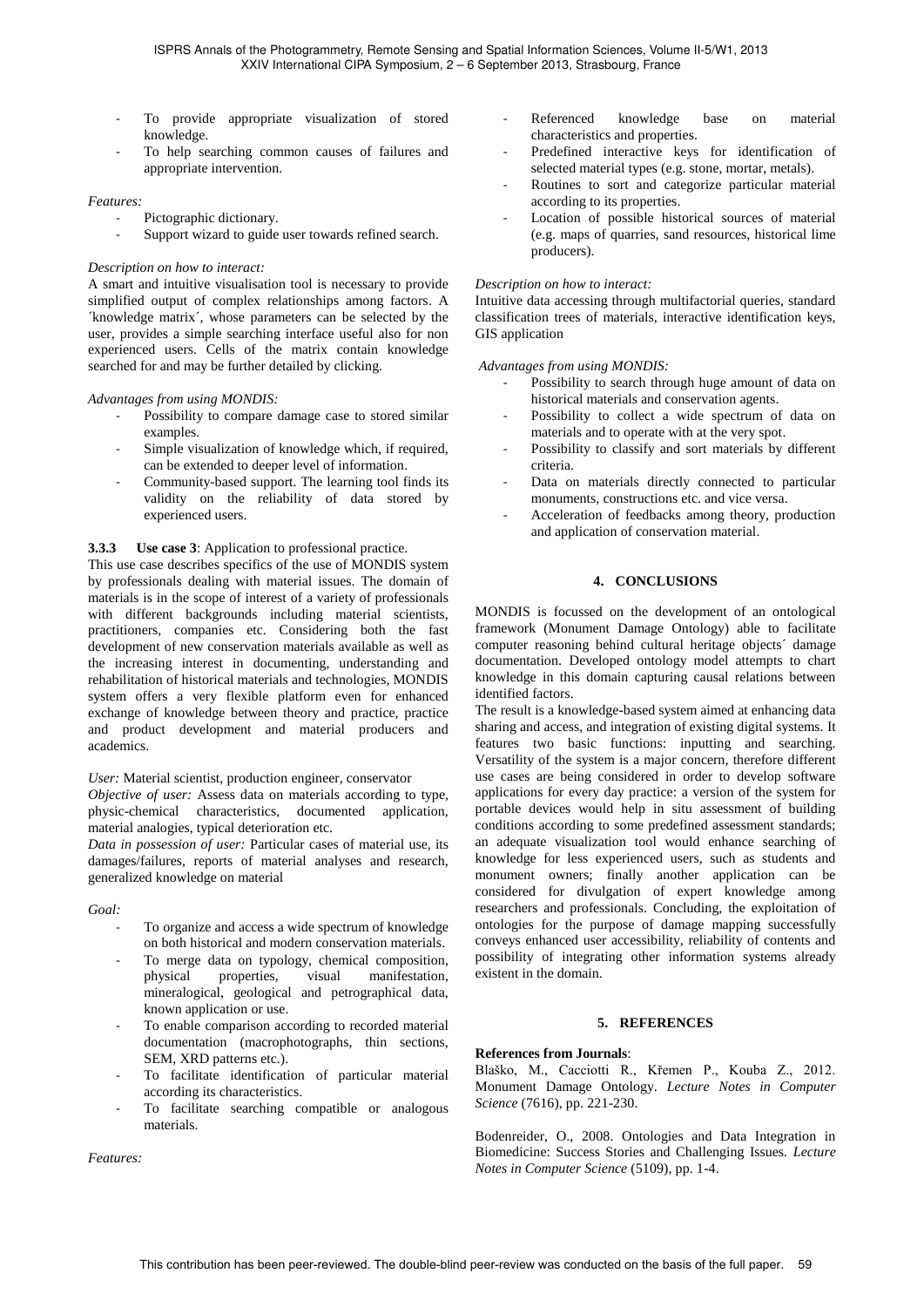- To provide appropriate visualization of stored knowledge.
- To help searching common causes of failures and appropriate intervention.

*Features:*

- Pictographic dictionary.
- Support wizard to guide user towards refined search.

*Description on how to interact:*

A smart and intuitive visualisation tool is necessary to provide simplified output of complex relationships among factors. A ´knowledge matrix´, whose parameters can be selected by the user, provides a simple searching interface useful also for non experienced users. Cells of the matrix contain knowledge searched for and may be further detailed by clicking.

*Advantages from using MONDIS:*

- Possibility to compare damage case to stored similar examples.
- Simple visualization of knowledge which, if required, can be extended to deeper level of information.
- Community-based support. The learning tool finds its validity on the reliability of data stored by experienced users.

### 3.3.3 Use case 3: Application to professional practice.

This use case describes specifics of the use of MONDIS system by professionals dealing with material issues. The domain of materials is in the scope of interest of a variety of professionals with different backgrounds including material scientists, practitioners, companies etc. Considering both the fast development of new conservation materials available as well as the increasing interest in documenting, understanding and rehabilitation of historical materials and technologies, MONDIS system offers a very flexible platform even for enhanced exchange of knowledge between theory and practice, practice and product development and material producers and academics.

*User:* Material scientist, production engineer, conservator

*Objective of user:* Assess data on materials according to type, physic-chemical characteristics, documented application, material analogies, typical deterioration etc.

*Data in possession of user:* Particular cases of material use, its damages/failures, reports of material analyses and research, generalized knowledge on material

*Goal:*

- To organize and access a wide spectrum of knowledge on both historical and modern conservation materials.
- To merge data on typology, chemical composition, physical properties, visual manifestation, mineralogical, geological and petrographical data, known application or use.
- To enable comparison according to recorded material documentation (macrophotographs, thin sections, SEM, XRD patterns etc.).
- To facilitate identification of particular material according its characteristics.
- To facilitate searching compatible or analogous materials.

*Features:*

- Referenced knowledge base on material characteristics and properties.
- Predefined interactive keys for identification of selected material types (e.g. stone, mortar, metals).
- Routines to sort and categorize particular material according to its properties.
- Location of possible historical sources of material (e.g. maps of quarries, sand resources, historical lime producers).

*Description on how to interact:*

Intuitive data accessing through multifactorial queries, standard classification trees of materials, interactive identification keys, GIS application

*Advantages from using MONDIS:*

- Possibility to search through huge amount of data on historical materials and conservation agents.
- Possibility to collect a wide spectrum of data on materials and to operate with at the very spot.
- Possibility to classify and sort materials by different criteria.
- Data on materials directly connected to particular monuments, constructions etc. and vice versa.
- Acceleration of feedbacks among theory, production and application of conservation material.

## 4. CONCLUSIONS

MONDIS is focussed on the development of an ontological framework (Monument Damage Ontology) able to facilitate computer reasoning behind cultural heritage objects´ damage documentation. Developed ontology model attempts to chart knowledge in this domain capturing causal relations between identified factors.

The result is a knowledge-based system aimed at enhancing data sharing and access, and integration of existing digital systems. It features two basic functions: inputting and searching. Versatility of the system is a major concern, therefore different use cases are being considered in order to develop software applications for every day practice: a version of the system for portable devices would help in situ assessment of building conditions according to some predefined assessment standards; an adequate visualization tool would enhance searching of knowledge for less experienced users, such as students and monument owners; finally another application can be considered for divulgation of expert knowledge among researchers and professionals. Concluding, the exploitation of ontologies for the purpose of damage mapping successfully conveys enhanced user accessibility, reliability of contents and possibility of integrating other information systems already existent in the domain.

## 5. REFERENCES

**References from Journals**:

Blaško, M., Cacciotti R., Křemen P., Kouba Z., 2012. Monument Damage Ontology. *Lecture Notes in Computer Science* (7616), pp. 221-230.

Bodenreider, O., 2008. Ontologies and Data Integration in Biomedicine: Success Stories and Challenging Issues. *Lecture Notes in Computer Science* (5109), pp. 1-4.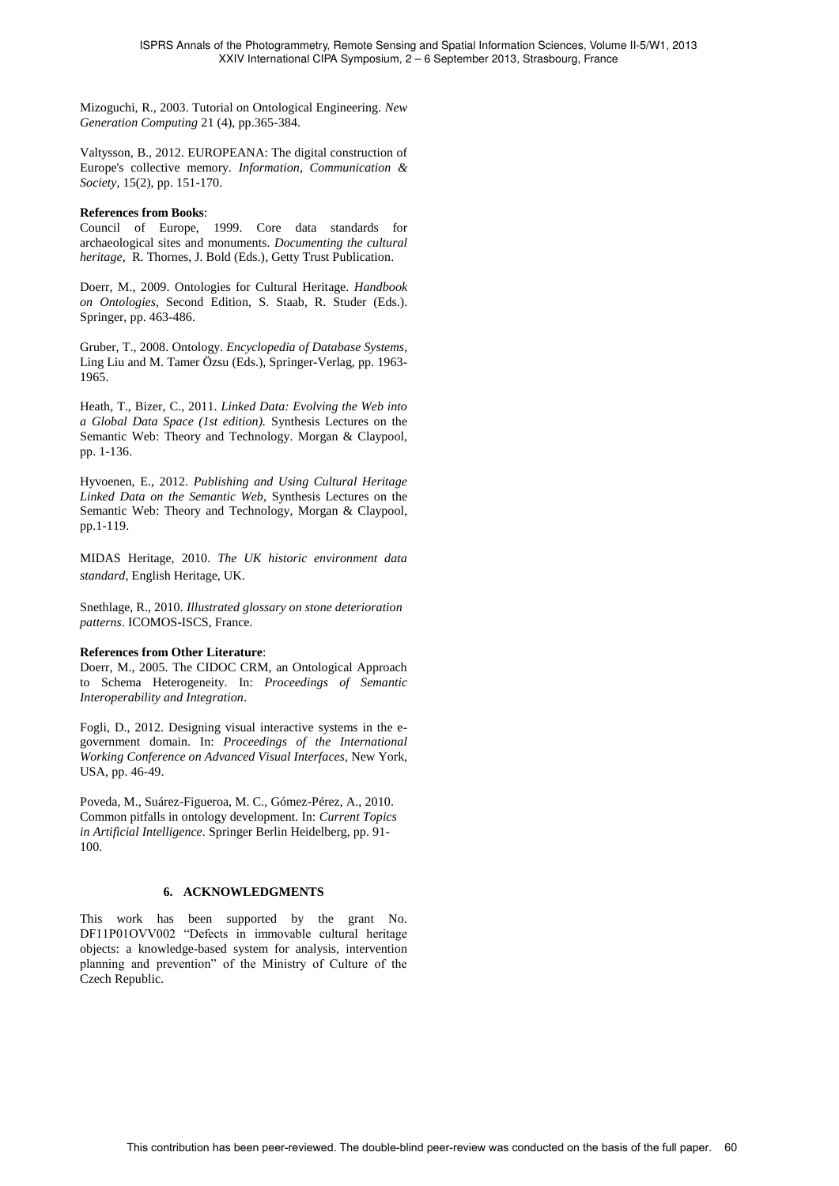Mizoguchi, R., 2003. Tutorial on Ontological Engineering. *New Generation Computing* 21 (4), pp.365-384.

Valtysson, B., 2012. EUROPEANA: The digital construction of Europe's collective memory. *Information, Communication & Society*, 15(2), pp. 151-170.

**References from Books**:

Council of Europe, 1999. Core data standards for archaeological sites and monuments. *Documenting the cultural heritage*, R. Thornes, J. Bold (Eds.), Getty Trust Publication.

Doerr, M., 2009. Ontologies for Cultural Heritage. *Handbook on Ontologies*, Second Edition, S. Staab, R. Studer (Eds.). Springer, pp. 463-486.

Gruber, T., 2008. Ontology. *Encyclopedia of Database Systems*, Ling Liu and M. Tamer Özsu (Eds.), Springer-Verlag, pp. 1963-1965.

Heath, T., Bizer, C., 2011. *Linked Data: Evolving the Web into a Global Data Space (1st edition).* Synthesis Lectures on the Semantic Web: Theory and Technology. Morgan & Claypool, pp. 1-136.

Hyvoenen, E., 2012. *Publishing and Using Cultural Heritage Linked Data on the Semantic Web*, Synthesis Lectures on the Semantic Web: Theory and Technology, Morgan & Claypool, pp.1-119.

MIDAS Heritage, 2010. *The UK historic environment data standard*, English Heritage, UK.

Snethlage, R., 2010. *Illustrated glossary on stone deterioration patterns*. ICOMOS-ISCS, France.

**References from Other Literature**:

Doerr, M., 2005. The CIDOC CRM, an Ontological Approach to Schema Heterogeneity. In: *Proceedings of Semantic Interoperability and Integration*.

Fogli, D., 2012. Designing visual interactive systems in the e-government domain. In: *Proceedings of the International Working Conference on Advanced Visual Interfaces*, New York, USA, pp. 46-49.

Poveda, M., Suárez-Figueroa, M. C., Gómez-Pérez, A., 2010. Common pitfalls in ontology development. In: *Current Topics in Artificial Intelligence*. Springer Berlin Heidelberg, pp. 91-100.

## 6. ACKNOWLEDGMENTS

This work has been supported by the grant No. DF11P01OVV002 "Defects in immovable cultural heritage objects: a knowledge-based system for analysis, intervention planning and prevention" of the Ministry of Culture of the Czech Republic.